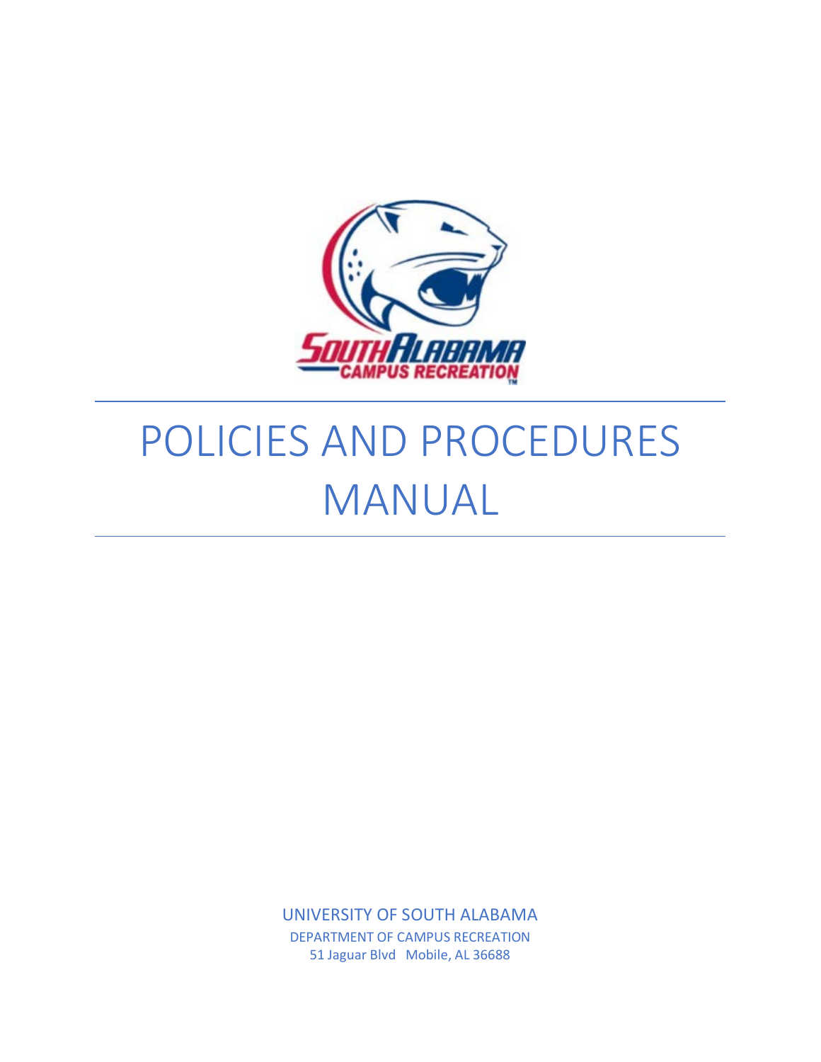# POLICIES AND PROCEDURES MANUAL

UNIVERSITY OF SOUTH ALABAMA

DEPARTMENT OF CAMPUS RECREATION

51 Jaguar Blvd Mobile, AL 36688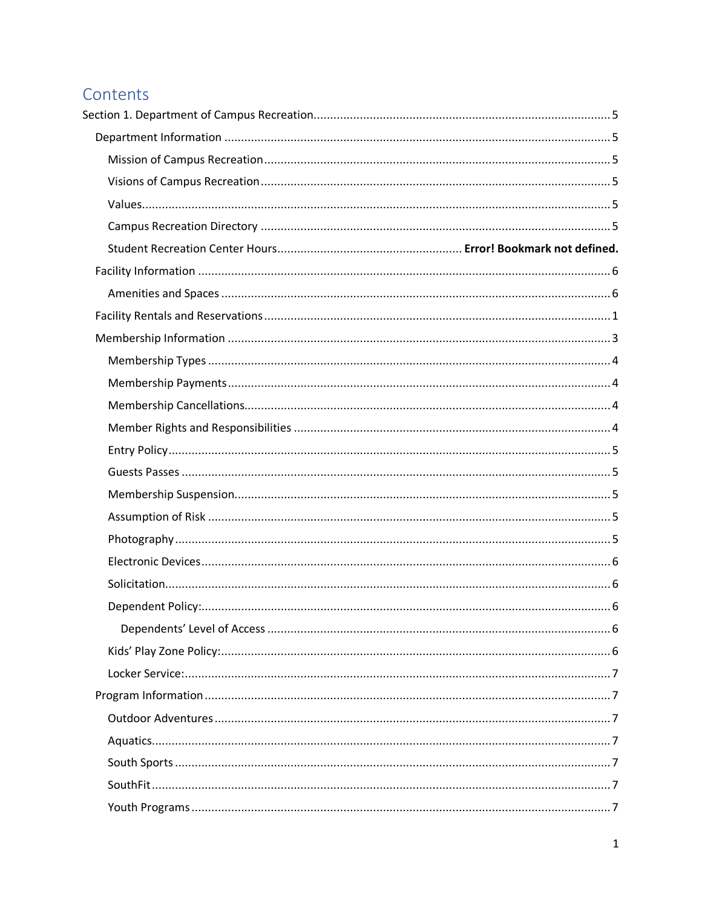# Contents

- Section 1. Department of Campus Recreation ..... 5
  - Department Information ..... 5
    - Mission of Campus Recreation ..... 5
    - Visions of Campus Recreation ..... 5
    - Values ..... 5
    - Campus Recreation Directory ..... 5
    - Student Recreation Center Hours ..... **Error! Bookmark not defined.**
  - Facility Information ..... 6
    - Amenities and Spaces ..... 6
  - Facility Rentals and Reservations ..... 1
  - Membership Information ..... 3
    - Membership Types ..... 4
    - Membership Payments ..... 4
    - Membership Cancellations ..... 4
    - Member Rights and Responsibilities ..... 4
    - Entry Policy ..... 5
    - Guests Passes ..... 5
    - Membership Suspension ..... 5
    - Assumption of Risk ..... 5
    - Photography ..... 5
    - Electronic Devices ..... 6
    - Solicitation ..... 6
    - Dependent Policy: ..... 6
      - Dependents' Level of Access ..... 6
    - Kids' Play Zone Policy: ..... 6
    - Locker Service: ..... 7
  - Program Information ..... 7
    - Outdoor Adventures ..... 7
    - Aquatics ..... 7
    - South Sports ..... 7
    - SouthFit ..... 7
    - Youth Programs ..... 7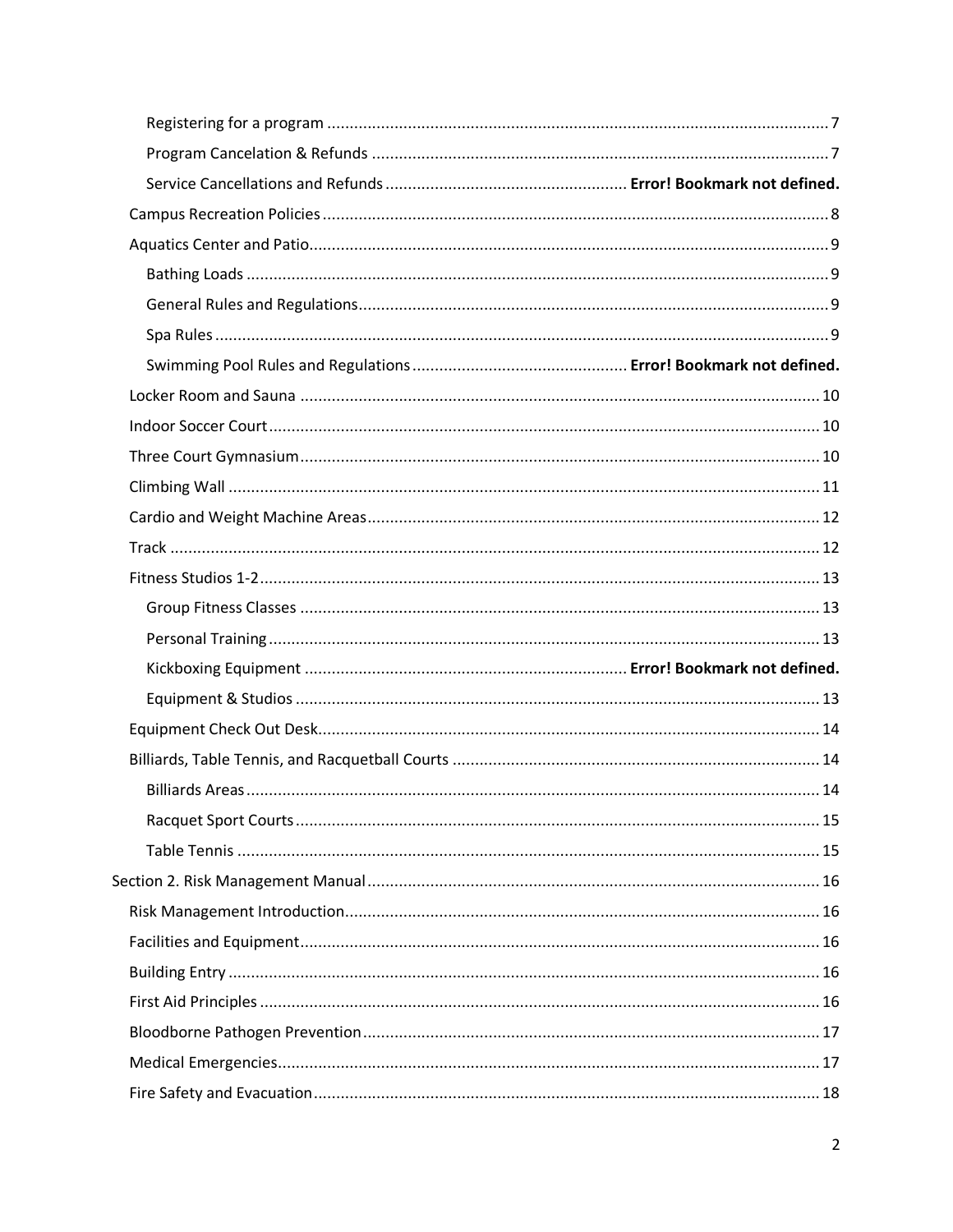- Registering for a program ........ 7
- Program Cancelation & Refunds ........ 7
- Service Cancellations and Refunds ........ **Error! Bookmark not defined.**

Campus Recreation Policies ........ 8

Aquatics Center and Patio ........ 9

- Bathing Loads ........ 9
- General Rules and Regulations ........ 9
- Spa Rules ........ 9
- Swimming Pool Rules and Regulations ........ **Error! Bookmark not defined.**

Locker Room and Sauna ........ 10

Indoor Soccer Court ........ 10

Three Court Gymnasium ........ 10

Climbing Wall ........ 11

Cardio and Weight Machine Areas ........ 12

Track ........ 12

Fitness Studios 1-2 ........ 13

- Group Fitness Classes ........ 13
- Personal Training ........ 13
- Kickboxing Equipment ........ **Error! Bookmark not defined.**
- Equipment & Studios ........ 13

Equipment Check Out Desk ........ 14

Billiards, Table Tennis, and Racquetball Courts ........ 14

- Billiards Areas ........ 14
- Racquet Sport Courts ........ 15
- Table Tennis ........ 15

Section 2. Risk Management Manual ........ 16

Risk Management Introduction ........ 16

Facilities and Equipment ........ 16

Building Entry ........ 16

First Aid Principles ........ 16

Bloodborne Pathogen Prevention ........ 17

Medical Emergencies ........ 17

Fire Safety and Evacuation ........ 18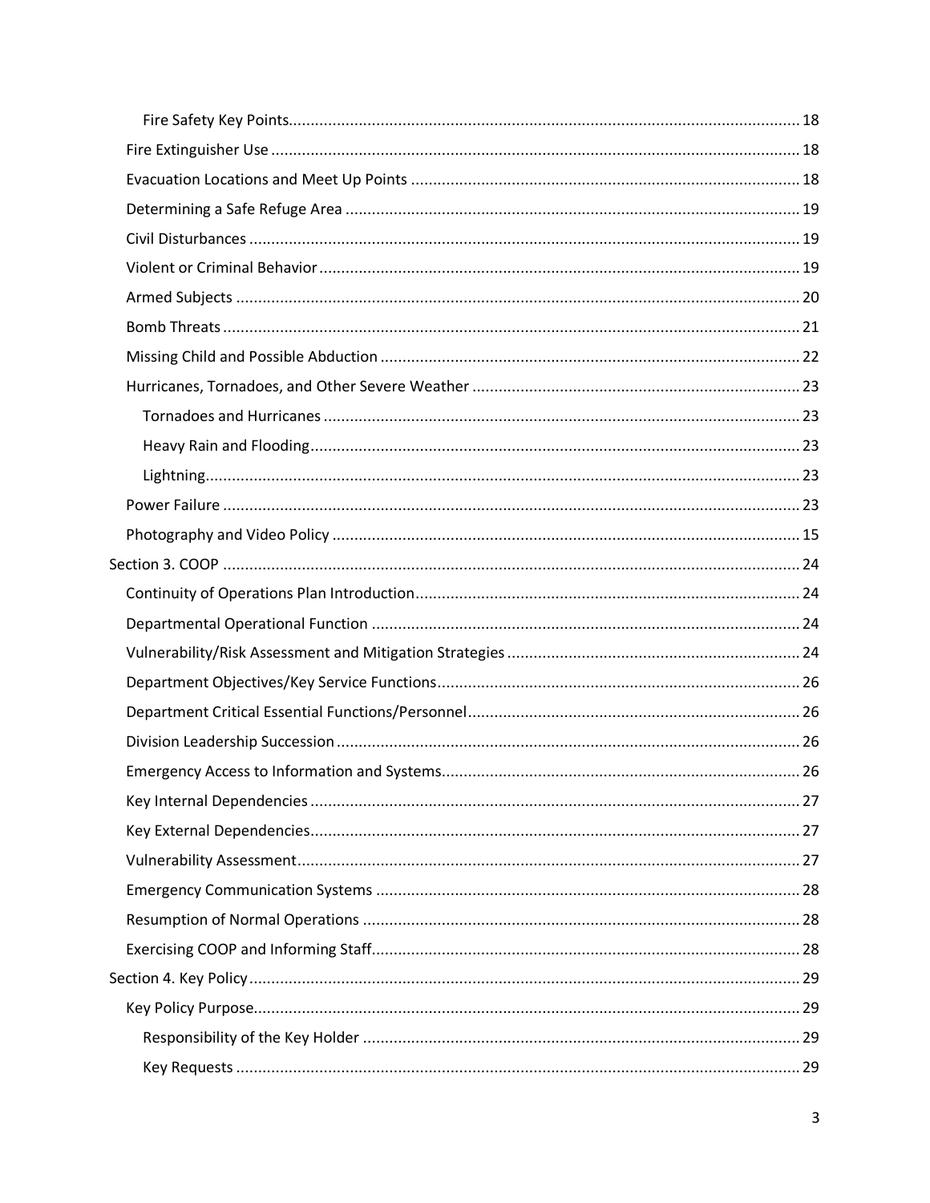- Fire Safety Key Points 18
- Fire Extinguisher Use 18
- Evacuation Locations and Meet Up Points 18
- Determining a Safe Refuge Area 19
- Civil Disturbances 19
- Violent or Criminal Behavior 19
- Armed Subjects 20
- Bomb Threats 21
- Missing Child and Possible Abduction 22
- Hurricanes, Tornadoes, and Other Severe Weather 23
  - Tornadoes and Hurricanes 23
  - Heavy Rain and Flooding 23
  - Lightning 23
- Power Failure 23
- Photography and Video Policy 15

Section 3. COOP 24

- Continuity of Operations Plan Introduction 24
- Departmental Operational Function 24
- Vulnerability/Risk Assessment and Mitigation Strategies 24
- Department Objectives/Key Service Functions 26
- Department Critical Essential Functions/Personnel 26
- Division Leadership Succession 26
- Emergency Access to Information and Systems 26
- Key Internal Dependencies 27
- Key External Dependencies 27
- Vulnerability Assessment 27
- Emergency Communication Systems 28
- Resumption of Normal Operations 28
- Exercising COOP and Informing Staff 28

Section 4. Key Policy 29

- Key Policy Purpose 29
  - Responsibility of the Key Holder 29
  - Key Requests 29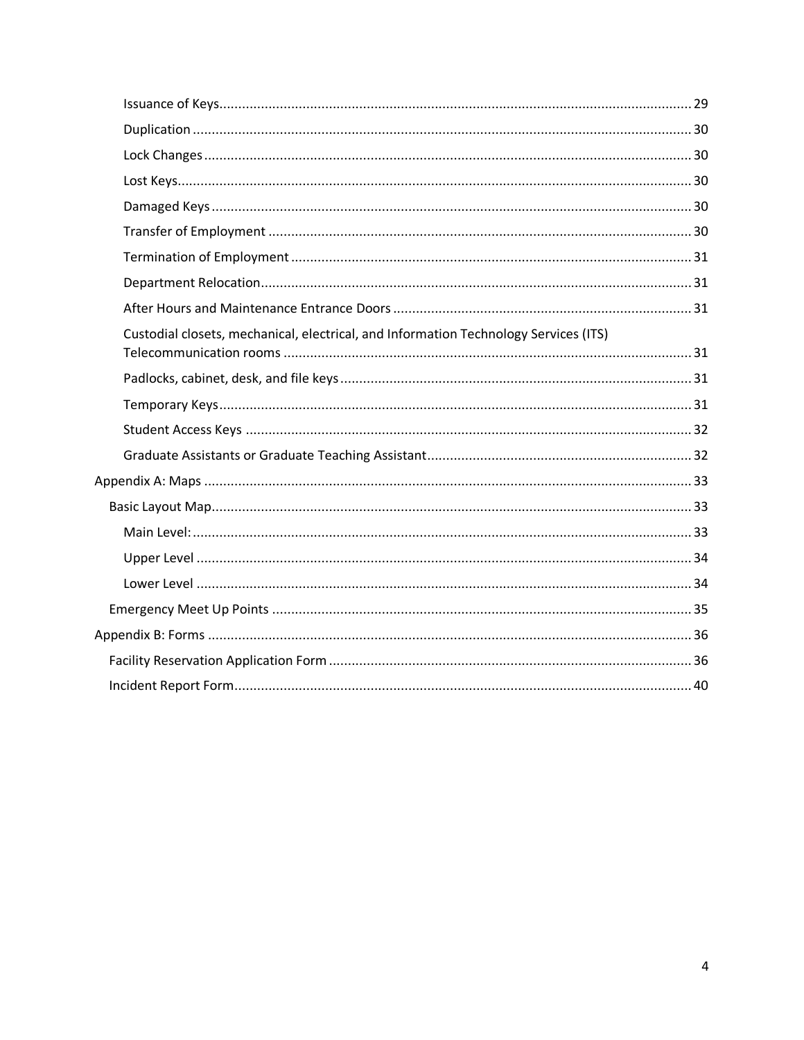- Issuance of Keys ... 29
- Duplication ... 30
- Lock Changes ... 30
- Lost Keys ... 30
- Damaged Keys ... 30
- Transfer of Employment ... 30
- Termination of Employment ... 31
- Department Relocation ... 31
- After Hours and Maintenance Entrance Doors ... 31
- Custodial closets, mechanical, electrical, and Information Technology Services (ITS) Telecommunication rooms ... 31
- Padlocks, cabinet, desk, and file keys ... 31
- Temporary Keys ... 31
- Student Access Keys ... 32
- Graduate Assistants or Graduate Teaching Assistant ... 32

Appendix A: Maps ... 33

- Basic Layout Map ... 33
  - Main Level: ... 33
  - Upper Level ... 34
  - Lower Level ... 34
- Emergency Meet Up Points ... 35

Appendix B: Forms ... 36

- Facility Reservation Application Form ... 36
- Incident Report Form ... 40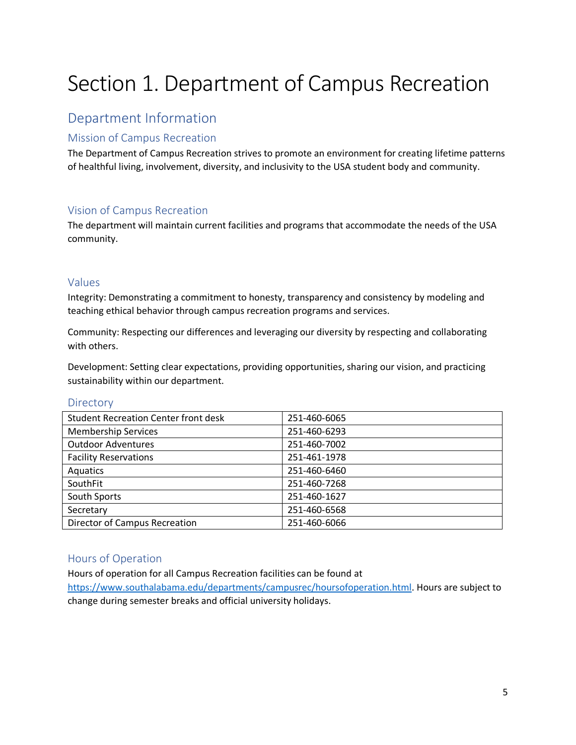# Section 1. Department of Campus Recreation

## Department Information

### Mission of Campus Recreation

The Department of Campus Recreation strives to promote an environment for creating lifetime patterns of healthful living, involvement, diversity, and inclusivity to the USA student body and community.

### Vision of Campus Recreation

The department will maintain current facilities and programs that accommodate the needs of the USA community.

### Values

Integrity: Demonstrating a commitment to honesty, transparency and consistency by modeling and teaching ethical behavior through campus recreation programs and services.

Community: Respecting our differences and leveraging our diversity by respecting and collaborating with others.

Development: Setting clear expectations, providing opportunities, sharing our vision, and practicing sustainability within our department.

### Directory

| | |
|---|---|
| Student Recreation Center front desk | 251-460-6065 |
| Membership Services | 251-460-6293 |
| Outdoor Adventures | 251-460-7002 |
| Facility Reservations | 251-461-1978 |
| Aquatics | 251-460-6460 |
| SouthFit | 251-460-7268 |
| South Sports | 251-460-1627 |
| Secretary | 251-460-6568 |
| Director of Campus Recreation | 251-460-6066 |

### Hours of Operation

Hours of operation for all Campus Recreation facilities can be found at https://www.southalabama.edu/departments/campusrec/hoursofoperation.html. Hours are subject to change during semester breaks and official university holidays.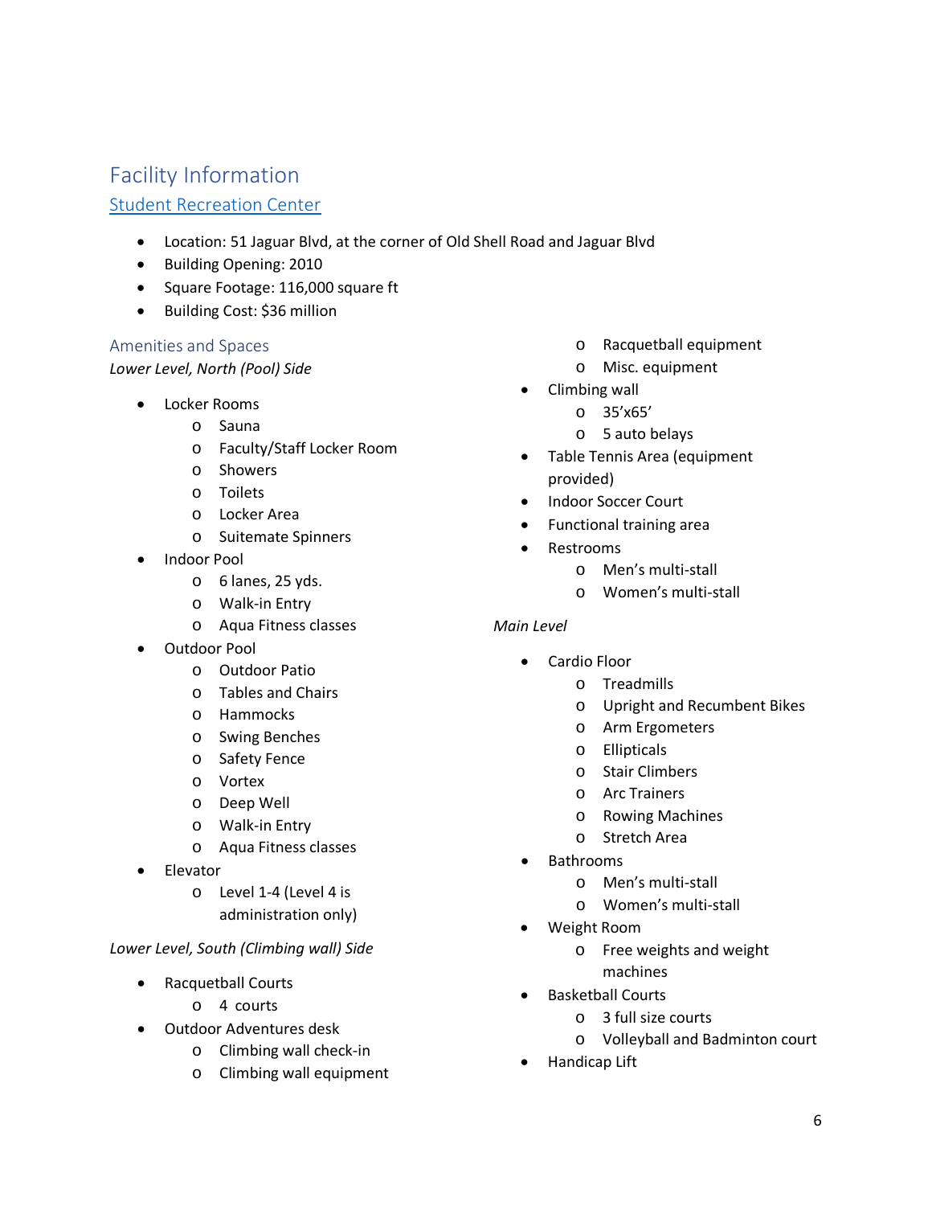# Facility Information

## Student Recreation Center

- Location: 51 Jaguar Blvd, at the corner of Old Shell Road and Jaguar Blvd
- Building Opening: 2010
- Square Footage: 116,000 square ft
- Building Cost: $36 million

### Amenities and Spaces

*Lower Level, North (Pool) Side*

- Locker Rooms
  - Sauna
  - Faculty/Staff Locker Room
  - Showers
  - Toilets
  - Locker Area
  - Suitemate Spinners
- Indoor Pool
  - 6 lanes, 25 yds.
  - Walk-in Entry
  - Aqua Fitness classes
- Outdoor Pool
  - Outdoor Patio
  - Tables and Chairs
  - Hammocks
  - Swing Benches
  - Safety Fence
  - Vortex
  - Deep Well
  - Walk-in Entry
  - Aqua Fitness classes
- Elevator
  - Level 1-4 (Level 4 is administration only)

*Lower Level, South (Climbing wall) Side*

- Racquetball Courts
  - 4 courts
- Outdoor Adventures desk
  - Climbing wall check-in
  - Climbing wall equipment
  - Racquetball equipment
  - Misc. equipment
- Climbing wall
  - 35'x65'
  - 5 auto belays
- Table Tennis Area (equipment provided)
- Indoor Soccer Court
- Functional training area
- Restrooms
  - Men's multi-stall
  - Women's multi-stall

*Main Level*

- Cardio Floor
  - Treadmills
  - Upright and Recumbent Bikes
  - Arm Ergometers
  - Ellipticals
  - Stair Climbers
  - Arc Trainers
  - Rowing Machines
  - Stretch Area
- Bathrooms
  - Men's multi-stall
  - Women's multi-stall
- Weight Room
  - Free weights and weight machines
- Basketball Courts
  - 3 full size courts
  - Volleyball and Badminton court
- Handicap Lift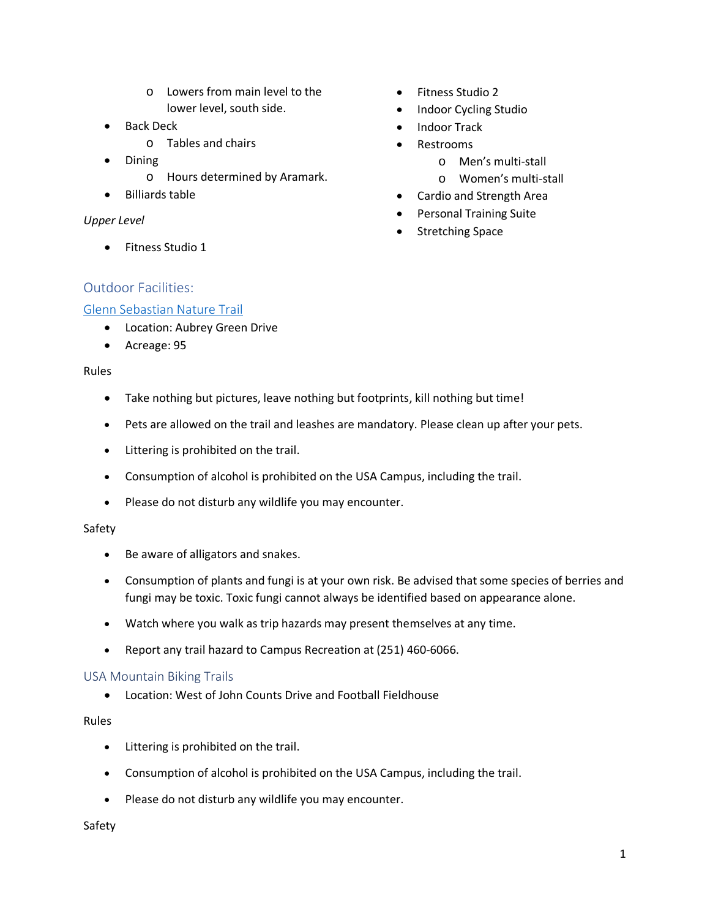- Lowers from main level to the lower level, south side.

- Back Deck
  - Tables and chairs
- Dining
  - Hours determined by Aramark.
- Billiards table

*Upper Level*

- Fitness Studio 1
- Fitness Studio 2
- Indoor Cycling Studio
- Indoor Track
- Restrooms
  - Men's multi-stall
  - Women's multi-stall
- Cardio and Strength Area
- Personal Training Suite
- Stretching Space

## Outdoor Facilities:

### Glenn Sebastian Nature Trail

- Location: Aubrey Green Drive
- Acreage: 95

Rules

- Take nothing but pictures, leave nothing but footprints, kill nothing but time!
- Pets are allowed on the trail and leashes are mandatory. Please clean up after your pets.
- Littering is prohibited on the trail.
- Consumption of alcohol is prohibited on the USA Campus, including the trail.
- Please do not disturb any wildlife you may encounter.

Safety

- Be aware of alligators and snakes.
- Consumption of plants and fungi is at your own risk. Be advised that some species of berries and fungi may be toxic. Toxic fungi cannot always be identified based on appearance alone.
- Watch where you walk as trip hazards may present themselves at any time.
- Report any trail hazard to Campus Recreation at (251) 460-6066.

### USA Mountain Biking Trails

- Location: West of John Counts Drive and Football Fieldhouse

Rules

- Littering is prohibited on the trail.
- Consumption of alcohol is prohibited on the USA Campus, including the trail.
- Please do not disturb any wildlife you may encounter.

Safety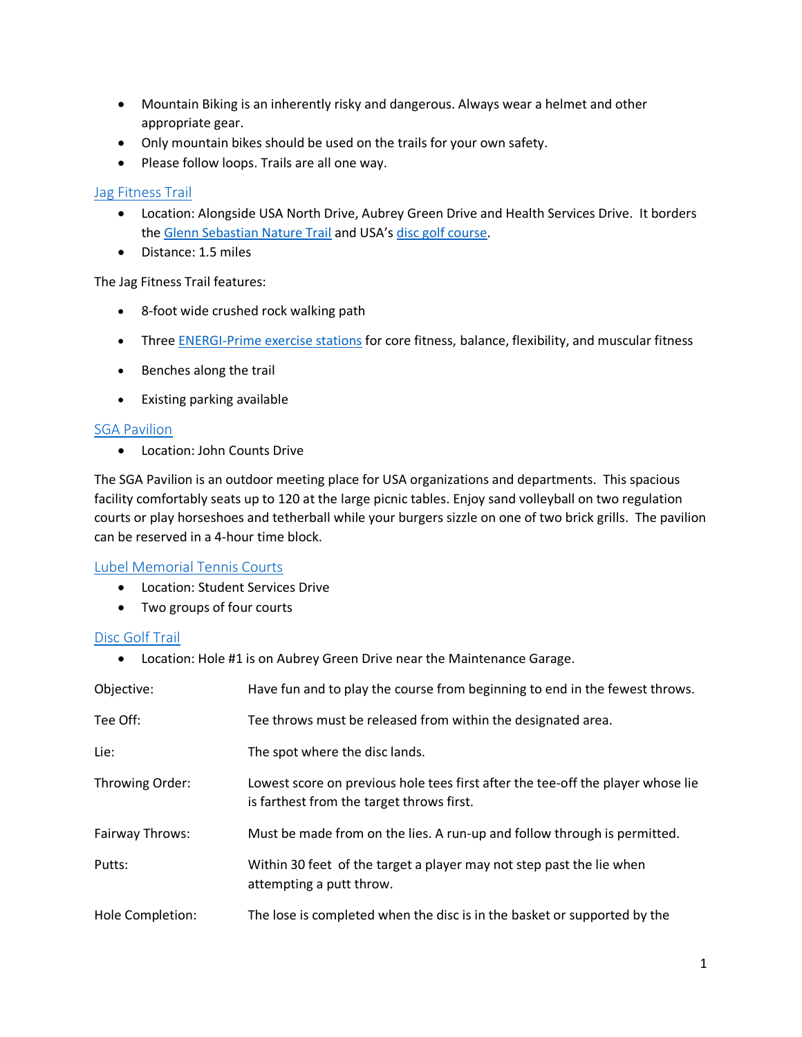- Mountain Biking is an inherently risky and dangerous. Always wear a helmet and other appropriate gear.
- Only mountain bikes should be used on the trails for your own safety.
- Please follow loops. Trails are all one way.

## Jag Fitness Trail

- Location: Alongside USA North Drive, Aubrey Green Drive and Health Services Drive. It borders the Glenn Sebastian Nature Trail and USA's disc golf course.
- Distance: 1.5 miles

The Jag Fitness Trail features:

- 8-foot wide crushed rock walking path
- Three ENERGI-Prime exercise stations for core fitness, balance, flexibility, and muscular fitness
- Benches along the trail
- Existing parking available

## SGA Pavilion

- Location: John Counts Drive

The SGA Pavilion is an outdoor meeting place for USA organizations and departments. This spacious facility comfortably seats up to 120 at the large picnic tables. Enjoy sand volleyball on two regulation courts or play horseshoes and tetherball while your burgers sizzle on one of two brick grills. The pavilion can be reserved in a 4-hour time block.

## Lubel Memorial Tennis Courts

- Location: Student Services Drive
- Two groups of four courts

## Disc Golf Trail

- Location: Hole #1 is on Aubrey Green Drive near the Maintenance Garage.

| | |
|---|---|
| Objective: | Have fun and to play the course from beginning to end in the fewest throws. |
| Tee Off: | Tee throws must be released from within the designated area. |
| Lie: | The spot where the disc lands. |
| Throwing Order: | Lowest score on previous hole tees first after the tee-off the player whose lie is farthest from the target throws first. |
| Fairway Throws: | Must be made from on the lies. A run-up and follow through is permitted. |
| Putts: | Within 30 feet of the target a player may not step past the lie when attempting a putt throw. |
| Hole Completion: | The lose is completed when the disc is in the basket or supported by the |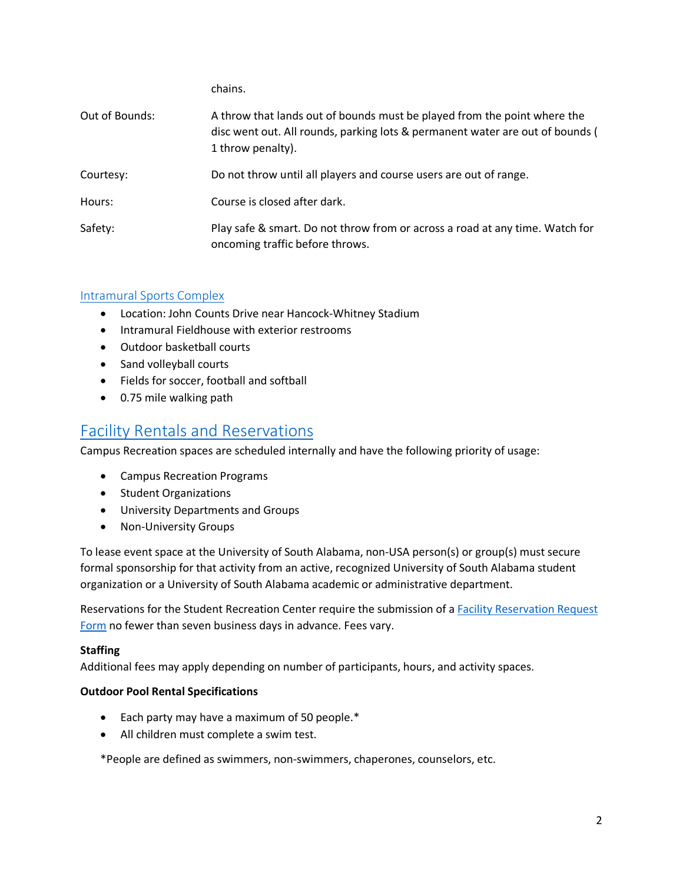| | |
|---|---|
| | chains. |
| Out of Bounds: | A throw that lands out of bounds must be played from the point where the disc went out. All rounds, parking lots & permanent water are out of bounds ( 1 throw penalty). |
| Courtesy: | Do not throw until all players and course users are out of range. |
| Hours: | Course is closed after dark. |
| Safety: | Play safe & smart. Do not throw from or across a road at any time. Watch for oncoming traffic before throws. |

### Intramural Sports Complex

- Location: John Counts Drive near Hancock-Whitney Stadium
- Intramural Fieldhouse with exterior restrooms
- Outdoor basketball courts
- Sand volleyball courts
- Fields for soccer, football and softball
- 0.75 mile walking path

## Facility Rentals and Reservations

Campus Recreation spaces are scheduled internally and have the following priority of usage:

- Campus Recreation Programs
- Student Organizations
- University Departments and Groups
- Non-University Groups

To lease event space at the University of South Alabama, non-USA person(s) or group(s) must secure formal sponsorship for that activity from an active, recognized University of South Alabama student organization or a University of South Alabama academic or administrative department.

Reservations for the Student Recreation Center require the submission of a Facility Reservation Request Form no fewer than seven business days in advance. Fees vary.

**Staffing**
Additional fees may apply depending on number of participants, hours, and activity spaces.

**Outdoor Pool Rental Specifications**

- Each party may have a maximum of 50 people.*
- All children must complete a swim test.

*People are defined as swimmers, non-swimmers, chaperones, counselors, etc.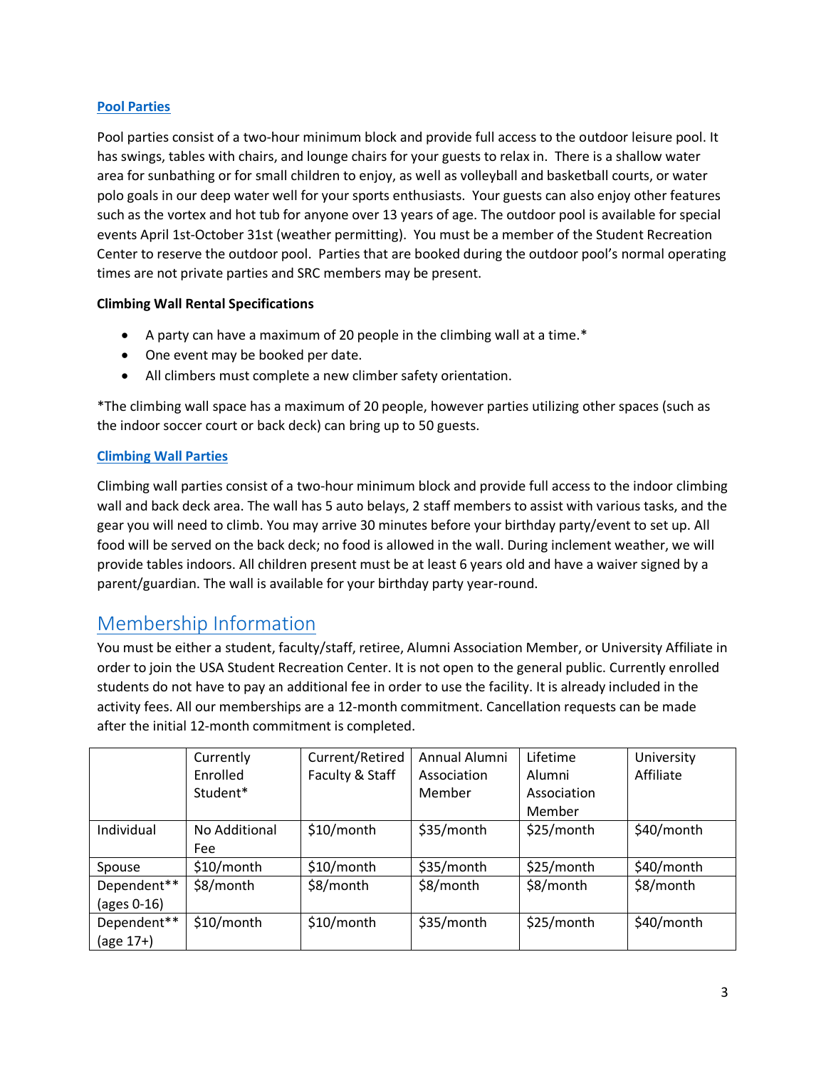### Pool Parties

Pool parties consist of a two-hour minimum block and provide full access to the outdoor leisure pool. It has swings, tables with chairs, and lounge chairs for your guests to relax in. There is a shallow water area for sunbathing or for small children to enjoy, as well as volleyball and basketball courts, or water polo goals in our deep water well for your sports enthusiasts. Your guests can also enjoy other features such as the vortex and hot tub for anyone over 13 years of age. The outdoor pool is available for special events April 1st-October 31st (weather permitting). You must be a member of the Student Recreation Center to reserve the outdoor pool. Parties that are booked during the outdoor pool's normal operating times are not private parties and SRC members may be present.

**Climbing Wall Rental Specifications**

- A party can have a maximum of 20 people in the climbing wall at a time.*
- One event may be booked per date.
- All climbers must complete a new climber safety orientation.

*The climbing wall space has a maximum of 20 people, however parties utilizing other spaces (such as the indoor soccer court or back deck) can bring up to 50 guests.

### Climbing Wall Parties

Climbing wall parties consist of a two-hour minimum block and provide full access to the indoor climbing wall and back deck area. The wall has 5 auto belays, 2 staff members to assist with various tasks, and the gear you will need to climb. You may arrive 30 minutes before your birthday party/event to set up. All food will be served on the back deck; no food is allowed in the wall. During inclement weather, we will provide tables indoors. All children present must be at least 6 years old and have a waiver signed by a parent/guardian. The wall is available for your birthday party year-round.

## Membership Information

You must be either a student, faculty/staff, retiree, Alumni Association Member, or University Affiliate in order to join the USA Student Recreation Center. It is not open to the general public. Currently enrolled students do not have to pay an additional fee in order to use the facility. It is already included in the activity fees. All our memberships are a 12-month commitment. Cancellation requests can be made after the initial 12-month commitment is completed.

| | Currently Enrolled Student* | Current/Retired Faculty & Staff | Annual Alumni Association Member | Lifetime Alumni Association Member | University Affiliate |
|---|---|---|---|---|---|
| Individual | No Additional Fee | $10/month | $35/month | $25/month | $40/month |
| Spouse | $10/month | $10/month | $35/month | $25/month | $40/month |
| Dependent** (ages 0-16) | $8/month | $8/month | $8/month | $8/month | $8/month |
| Dependent** (age 17+) | $10/month | $10/month | $35/month | $25/month | $40/month |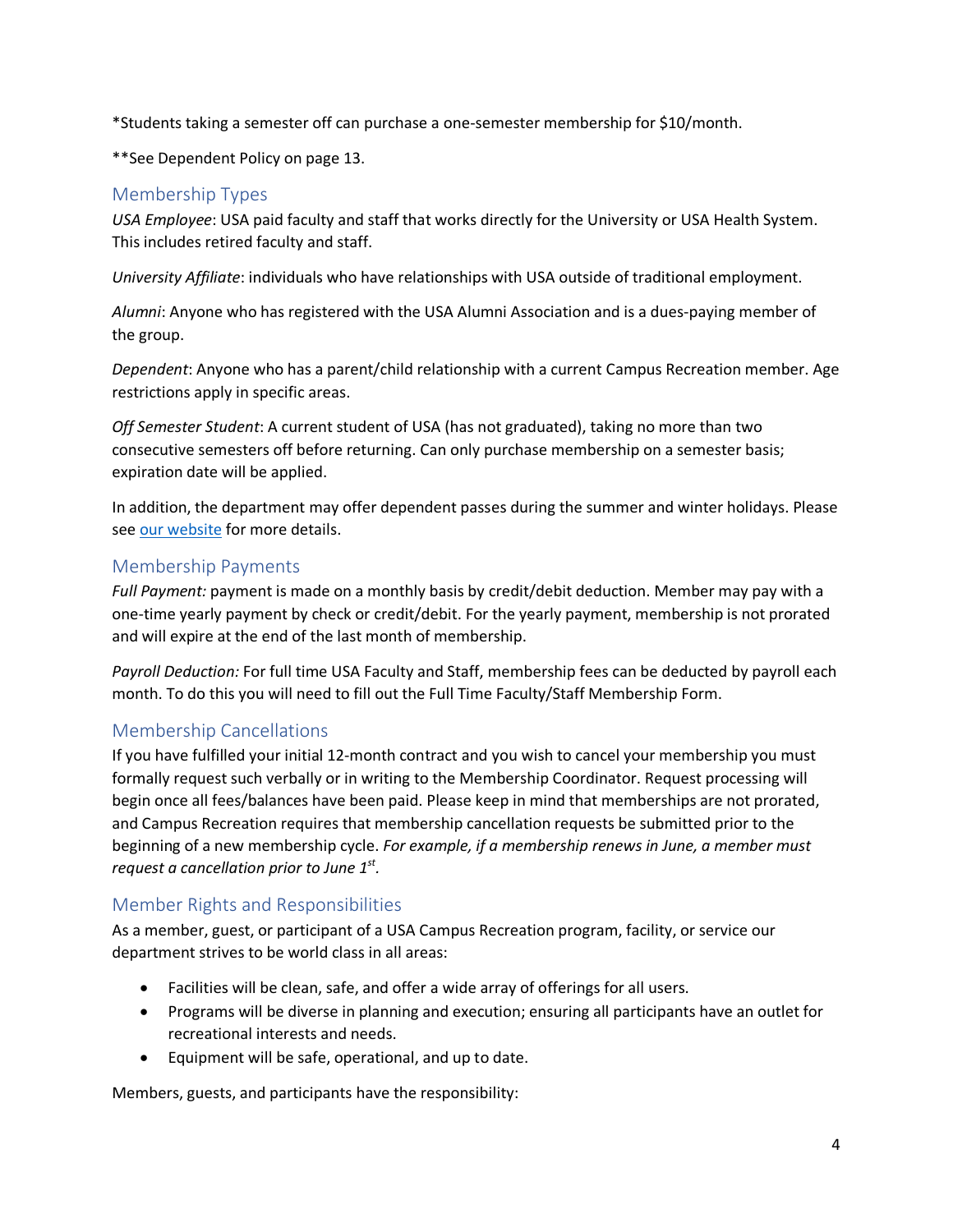*Students taking a semester off can purchase a one-semester membership for $10/month.

**See Dependent Policy on page 13.

## Membership Types

*USA Employee*: USA paid faculty and staff that works directly for the University or USA Health System. This includes retired faculty and staff.

*University Affiliate*: individuals who have relationships with USA outside of traditional employment.

*Alumni*: Anyone who has registered with the USA Alumni Association and is a dues-paying member of the group.

*Dependent*: Anyone who has a parent/child relationship with a current Campus Recreation member. Age restrictions apply in specific areas.

*Off Semester Student*: A current student of USA (has not graduated), taking no more than two consecutive semesters off before returning. Can only purchase membership on a semester basis; expiration date will be applied.

In addition, the department may offer dependent passes during the summer and winter holidays. Please see our website for more details.

## Membership Payments

*Full Payment:* payment is made on a monthly basis by credit/debit deduction. Member may pay with a one-time yearly payment by check or credit/debit. For the yearly payment, membership is not prorated and will expire at the end of the last month of membership.

*Payroll Deduction:* For full time USA Faculty and Staff, membership fees can be deducted by payroll each month. To do this you will need to fill out the Full Time Faculty/Staff Membership Form.

## Membership Cancellations

If you have fulfilled your initial 12-month contract and you wish to cancel your membership you must formally request such verbally or in writing to the Membership Coordinator. Request processing will begin once all fees/balances have been paid. Please keep in mind that memberships are not prorated, and Campus Recreation requires that membership cancellation requests be submitted prior to the beginning of a new membership cycle. *For example, if a membership renews in June, a member must request a cancellation prior to June 1st.*

## Member Rights and Responsibilities

As a member, guest, or participant of a USA Campus Recreation program, facility, or service our department strives to be world class in all areas:

- Facilities will be clean, safe, and offer a wide array of offerings for all users.
- Programs will be diverse in planning and execution; ensuring all participants have an outlet for recreational interests and needs.
- Equipment will be safe, operational, and up to date.

Members, guests, and participants have the responsibility: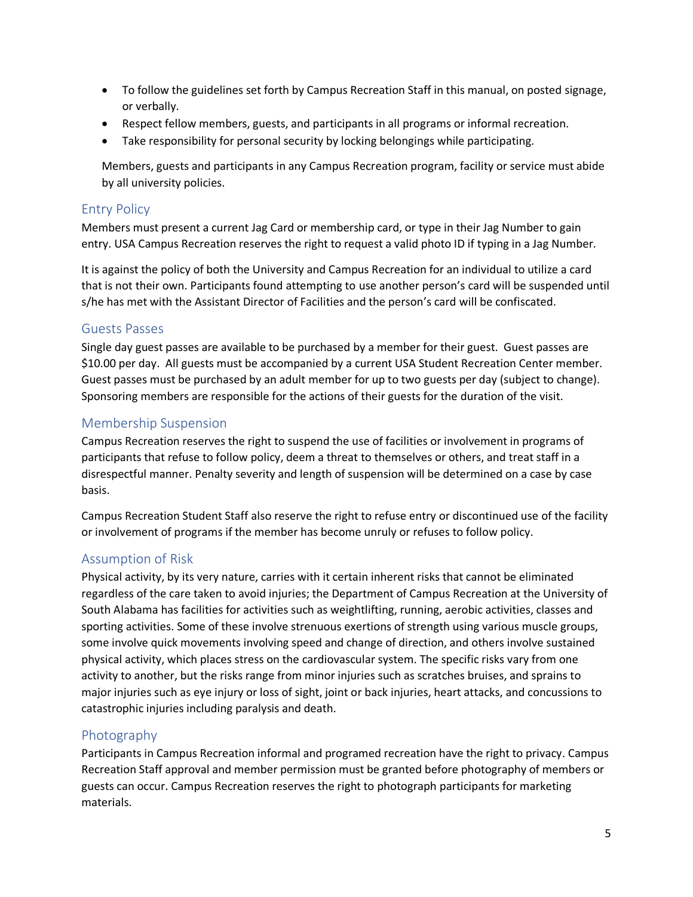- To follow the guidelines set forth by Campus Recreation Staff in this manual, on posted signage, or verbally.
- Respect fellow members, guests, and participants in all programs or informal recreation.
- Take responsibility for personal security by locking belongings while participating.

Members, guests and participants in any Campus Recreation program, facility or service must abide by all university policies.

## Entry Policy

Members must present a current Jag Card or membership card, or type in their Jag Number to gain entry. USA Campus Recreation reserves the right to request a valid photo ID if typing in a Jag Number.

It is against the policy of both the University and Campus Recreation for an individual to utilize a card that is not their own. Participants found attempting to use another person's card will be suspended until s/he has met with the Assistant Director of Facilities and the person's card will be confiscated.

## Guests Passes

Single day guest passes are available to be purchased by a member for their guest. Guest passes are $10.00 per day. All guests must be accompanied by a current USA Student Recreation Center member. Guest passes must be purchased by an adult member for up to two guests per day (subject to change). Sponsoring members are responsible for the actions of their guests for the duration of the visit.

## Membership Suspension

Campus Recreation reserves the right to suspend the use of facilities or involvement in programs of participants that refuse to follow policy, deem a threat to themselves or others, and treat staff in a disrespectful manner. Penalty severity and length of suspension will be determined on a case by case basis.

Campus Recreation Student Staff also reserve the right to refuse entry or discontinued use of the facility or involvement of programs if the member has become unruly or refuses to follow policy.

## Assumption of Risk

Physical activity, by its very nature, carries with it certain inherent risks that cannot be eliminated regardless of the care taken to avoid injuries; the Department of Campus Recreation at the University of South Alabama has facilities for activities such as weightlifting, running, aerobic activities, classes and sporting activities. Some of these involve strenuous exertions of strength using various muscle groups, some involve quick movements involving speed and change of direction, and others involve sustained physical activity, which places stress on the cardiovascular system. The specific risks vary from one activity to another, but the risks range from minor injuries such as scratches bruises, and sprains to major injuries such as eye injury or loss of sight, joint or back injuries, heart attacks, and concussions to catastrophic injuries including paralysis and death.

## Photography

Participants in Campus Recreation informal and programed recreation have the right to privacy. Campus Recreation Staff approval and member permission must be granted before photography of members or guests can occur. Campus Recreation reserves the right to photograph participants for marketing materials.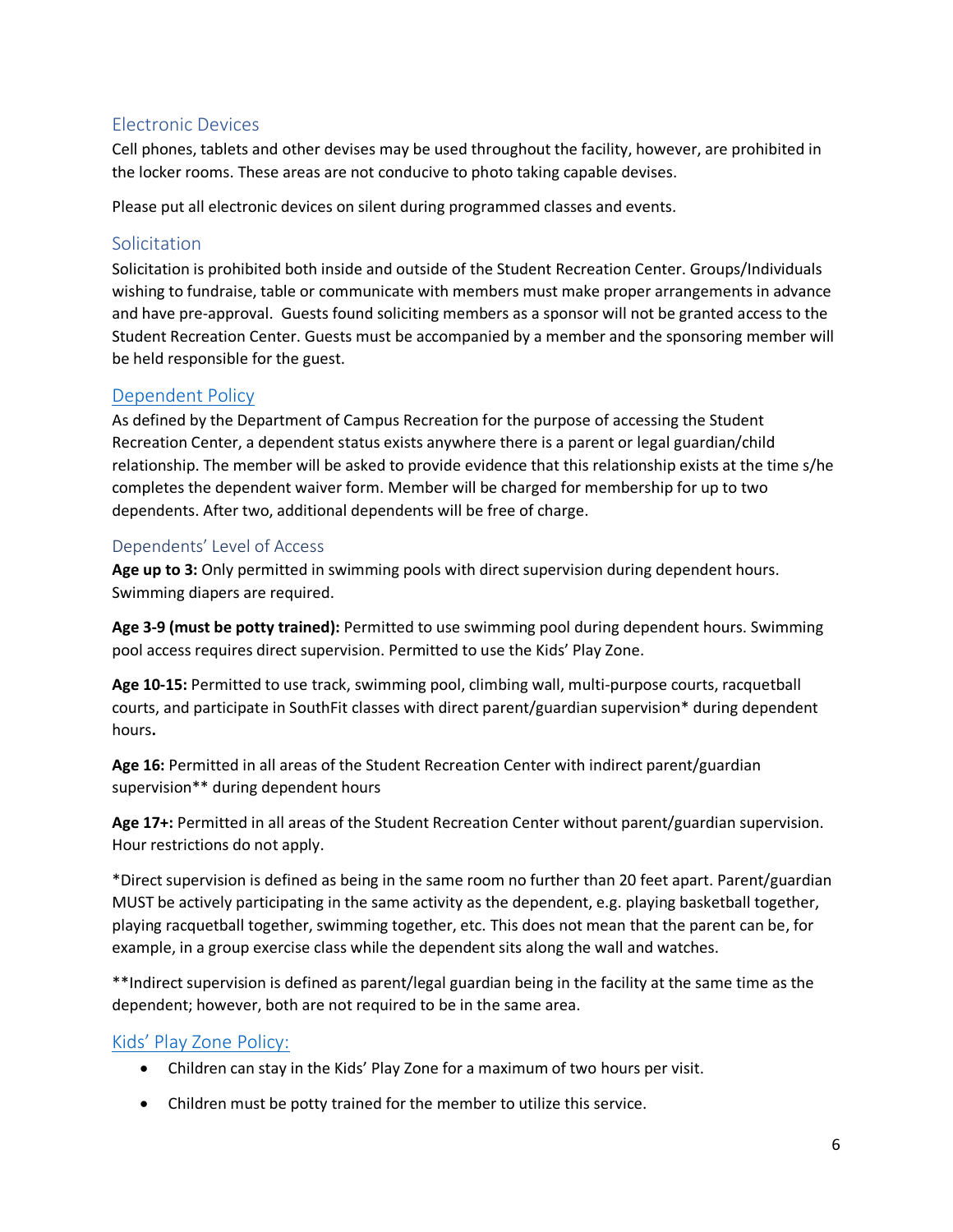## Electronic Devices

Cell phones, tablets and other devises may be used throughout the facility, however, are prohibited in the locker rooms. These areas are not conducive to photo taking capable devises.

Please put all electronic devices on silent during programmed classes and events.

## Solicitation

Solicitation is prohibited both inside and outside of the Student Recreation Center. Groups/Individuals wishing to fundraise, table or communicate with members must make proper arrangements in advance and have pre-approval. Guests found soliciting members as a sponsor will not be granted access to the Student Recreation Center. Guests must be accompanied by a member and the sponsoring member will be held responsible for the guest.

## Dependent Policy

As defined by the Department of Campus Recreation for the purpose of accessing the Student Recreation Center, a dependent status exists anywhere there is a parent or legal guardian/child relationship. The member will be asked to provide evidence that this relationship exists at the time s/he completes the dependent waiver form. Member will be charged for membership for up to two dependents. After two, additional dependents will be free of charge.

### Dependents' Level of Access

**Age up to 3:** Only permitted in swimming pools with direct supervision during dependent hours. Swimming diapers are required.

**Age 3-9 (must be potty trained):** Permitted to use swimming pool during dependent hours. Swimming pool access requires direct supervision. Permitted to use the Kids' Play Zone.

**Age 10-15:** Permitted to use track, swimming pool, climbing wall, multi-purpose courts, racquetball courts, and participate in SouthFit classes with direct parent/guardian supervision* during dependent hours**.**

**Age 16:** Permitted in all areas of the Student Recreation Center with indirect parent/guardian supervision** during dependent hours

**Age 17+:** Permitted in all areas of the Student Recreation Center without parent/guardian supervision. Hour restrictions do not apply.

*Direct supervision is defined as being in the same room no further than 20 feet apart. Parent/guardian MUST be actively participating in the same activity as the dependent, e.g. playing basketball together, playing racquetball together, swimming together, etc. This does not mean that the parent can be, for example, in a group exercise class while the dependent sits along the wall and watches.

**Indirect supervision is defined as parent/legal guardian being in the facility at the same time as the dependent; however, both are not required to be in the same area.

## Kids' Play Zone Policy:

- Children can stay in the Kids' Play Zone for a maximum of two hours per visit.
- Children must be potty trained for the member to utilize this service.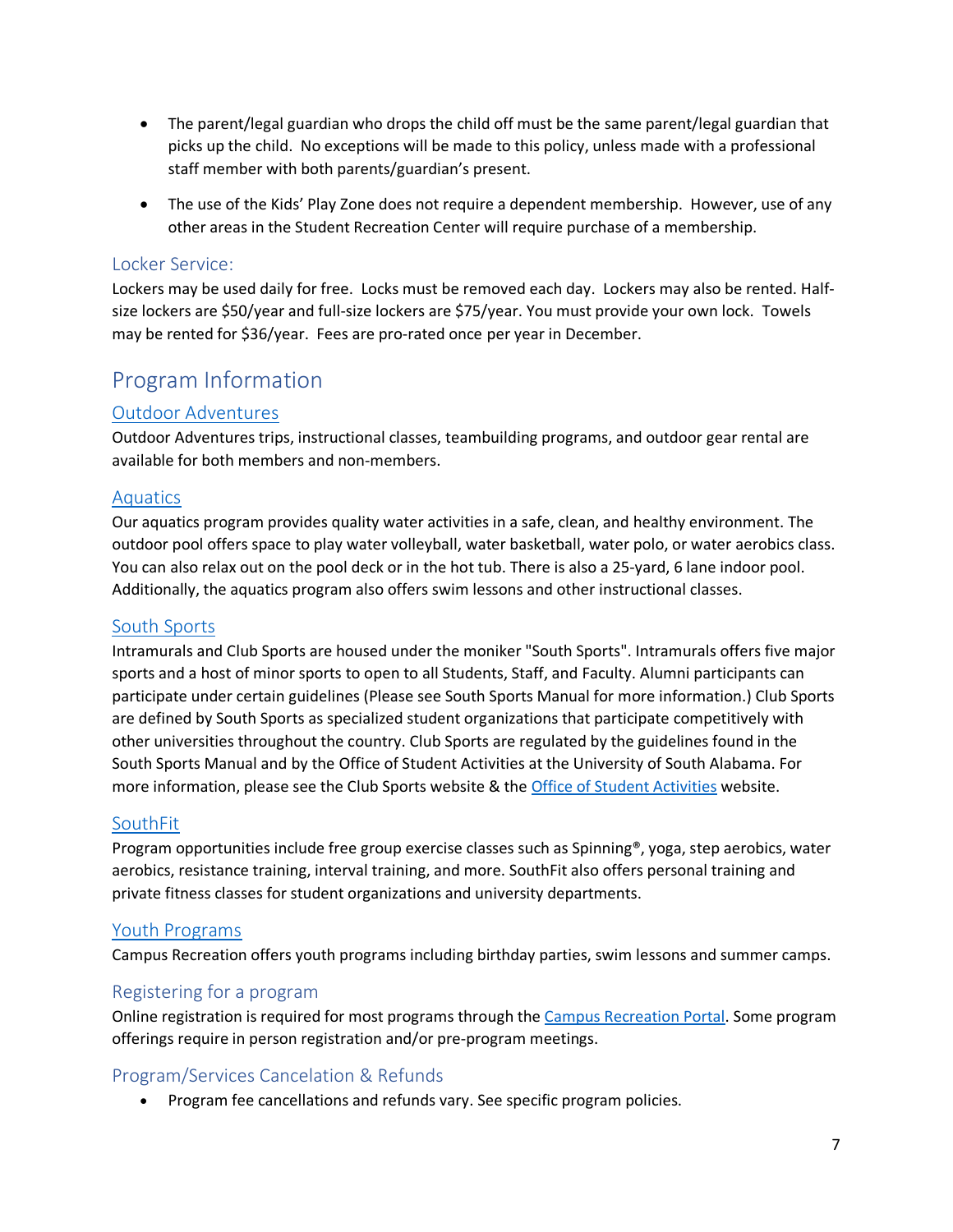- The parent/legal guardian who drops the child off must be the same parent/legal guardian that picks up the child. No exceptions will be made to this policy, unless made with a professional staff member with both parents/guardian's present.
- The use of the Kids' Play Zone does not require a dependent membership. However, use of any other areas in the Student Recreation Center will require purchase of a membership.

### Locker Service:

Lockers may be used daily for free. Locks must be removed each day. Lockers may also be rented. Half-size lockers are $50/year and full-size lockers are $75/year. You must provide your own lock. Towels may be rented for $36/year. Fees are pro-rated once per year in December.

## Program Information

### Outdoor Adventures

Outdoor Adventures trips, instructional classes, teambuilding programs, and outdoor gear rental are available for both members and non-members.

### Aquatics

Our aquatics program provides quality water activities in a safe, clean, and healthy environment. The outdoor pool offers space to play water volleyball, water basketball, water polo, or water aerobics class. You can also relax out on the pool deck or in the hot tub. There is also a 25-yard, 6 lane indoor pool. Additionally, the aquatics program also offers swim lessons and other instructional classes.

### South Sports

Intramurals and Club Sports are housed under the moniker "South Sports". Intramurals offers five major sports and a host of minor sports to open to all Students, Staff, and Faculty. Alumni participants can participate under certain guidelines (Please see South Sports Manual for more information.) Club Sports are defined by South Sports as specialized student organizations that participate competitively with other universities throughout the country. Club Sports are regulated by the guidelines found in the South Sports Manual and by the Office of Student Activities at the University of South Alabama. For more information, please see the Club Sports website & the Office of Student Activities website.

### SouthFit

Program opportunities include free group exercise classes such as Spinning®, yoga, step aerobics, water aerobics, resistance training, interval training, and more. SouthFit also offers personal training and private fitness classes for student organizations and university departments.

### Youth Programs

Campus Recreation offers youth programs including birthday parties, swim lessons and summer camps.

### Registering for a program

Online registration is required for most programs through the Campus Recreation Portal. Some program offerings require in person registration and/or pre-program meetings.

### Program/Services Cancelation & Refunds

- Program fee cancellations and refunds vary. See specific program policies.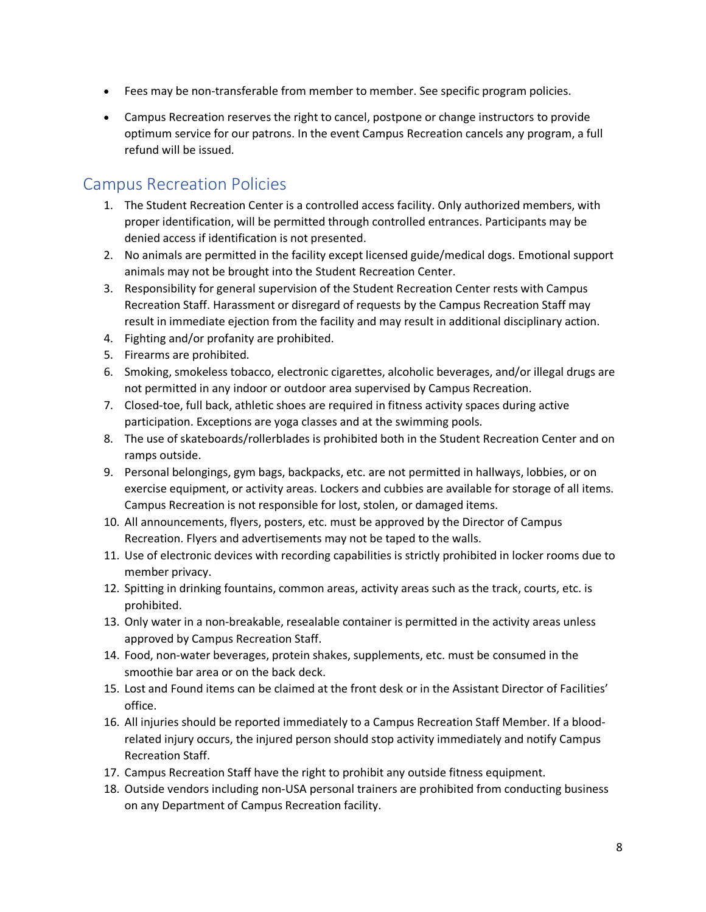- Fees may be non-transferable from member to member. See specific program policies.
- Campus Recreation reserves the right to cancel, postpone or change instructors to provide optimum service for our patrons. In the event Campus Recreation cancels any program, a full refund will be issued.

## Campus Recreation Policies

1. The Student Recreation Center is a controlled access facility. Only authorized members, with proper identification, will be permitted through controlled entrances. Participants may be denied access if identification is not presented.
2. No animals are permitted in the facility except licensed guide/medical dogs. Emotional support animals may not be brought into the Student Recreation Center.
3. Responsibility for general supervision of the Student Recreation Center rests with Campus Recreation Staff. Harassment or disregard of requests by the Campus Recreation Staff may result in immediate ejection from the facility and may result in additional disciplinary action.
4. Fighting and/or profanity are prohibited.
5. Firearms are prohibited.
6. Smoking, smokeless tobacco, electronic cigarettes, alcoholic beverages, and/or illegal drugs are not permitted in any indoor or outdoor area supervised by Campus Recreation.
7. Closed-toe, full back, athletic shoes are required in fitness activity spaces during active participation. Exceptions are yoga classes and at the swimming pools.
8. The use of skateboards/rollerblades is prohibited both in the Student Recreation Center and on ramps outside.
9. Personal belongings, gym bags, backpacks, etc. are not permitted in hallways, lobbies, or on exercise equipment, or activity areas. Lockers and cubbies are available for storage of all items. Campus Recreation is not responsible for lost, stolen, or damaged items.
10. All announcements, flyers, posters, etc. must be approved by the Director of Campus Recreation. Flyers and advertisements may not be taped to the walls.
11. Use of electronic devices with recording capabilities is strictly prohibited in locker rooms due to member privacy.
12. Spitting in drinking fountains, common areas, activity areas such as the track, courts, etc. is prohibited.
13. Only water in a non-breakable, resealable container is permitted in the activity areas unless approved by Campus Recreation Staff.
14. Food, non-water beverages, protein shakes, supplements, etc. must be consumed in the smoothie bar area or on the back deck.
15. Lost and Found items can be claimed at the front desk or in the Assistant Director of Facilities' office.
16. All injuries should be reported immediately to a Campus Recreation Staff Member. If a blood-related injury occurs, the injured person should stop activity immediately and notify Campus Recreation Staff.
17. Campus Recreation Staff have the right to prohibit any outside fitness equipment.
18. Outside vendors including non-USA personal trainers are prohibited from conducting business on any Department of Campus Recreation facility.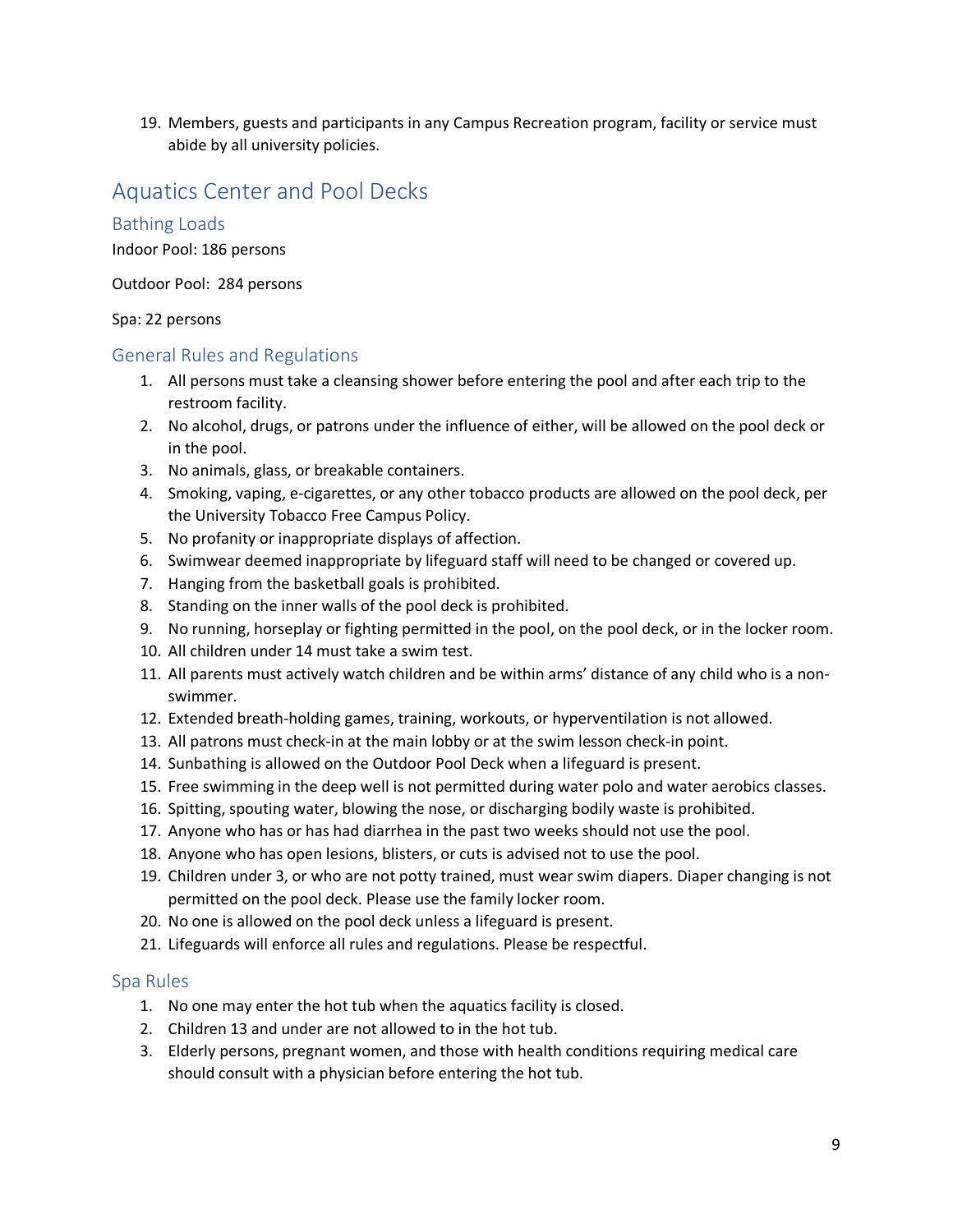19. Members, guests and participants in any Campus Recreation program, facility or service must abide by all university policies.

## Aquatics Center and Pool Decks

### Bathing Loads

Indoor Pool: 186 persons

Outdoor Pool: 284 persons

Spa: 22 persons

### General Rules and Regulations

1. All persons must take a cleansing shower before entering the pool and after each trip to the restroom facility.
2. No alcohol, drugs, or patrons under the influence of either, will be allowed on the pool deck or in the pool.
3. No animals, glass, or breakable containers.
4. Smoking, vaping, e-cigarettes, or any other tobacco products are allowed on the pool deck, per the University Tobacco Free Campus Policy.
5. No profanity or inappropriate displays of affection.
6. Swimwear deemed inappropriate by lifeguard staff will need to be changed or covered up.
7. Hanging from the basketball goals is prohibited.
8. Standing on the inner walls of the pool deck is prohibited.
9. No running, horseplay or fighting permitted in the pool, on the pool deck, or in the locker room.
10. All children under 14 must take a swim test.
11. All parents must actively watch children and be within arms' distance of any child who is a non-swimmer.
12. Extended breath-holding games, training, workouts, or hyperventilation is not allowed.
13. All patrons must check-in at the main lobby or at the swim lesson check-in point.
14. Sunbathing is allowed on the Outdoor Pool Deck when a lifeguard is present.
15. Free swimming in the deep well is not permitted during water polo and water aerobics classes.
16. Spitting, spouting water, blowing the nose, or discharging bodily waste is prohibited.
17. Anyone who has or has had diarrhea in the past two weeks should not use the pool.
18. Anyone who has open lesions, blisters, or cuts is advised not to use the pool.
19. Children under 3, or who are not potty trained, must wear swim diapers. Diaper changing is not permitted on the pool deck. Please use the family locker room.
20. No one is allowed on the pool deck unless a lifeguard is present.
21. Lifeguards will enforce all rules and regulations. Please be respectful.

### Spa Rules

1. No one may enter the hot tub when the aquatics facility is closed.
2. Children 13 and under are not allowed to in the hot tub.
3. Elderly persons, pregnant women, and those with health conditions requiring medical care should consult with a physician before entering the hot tub.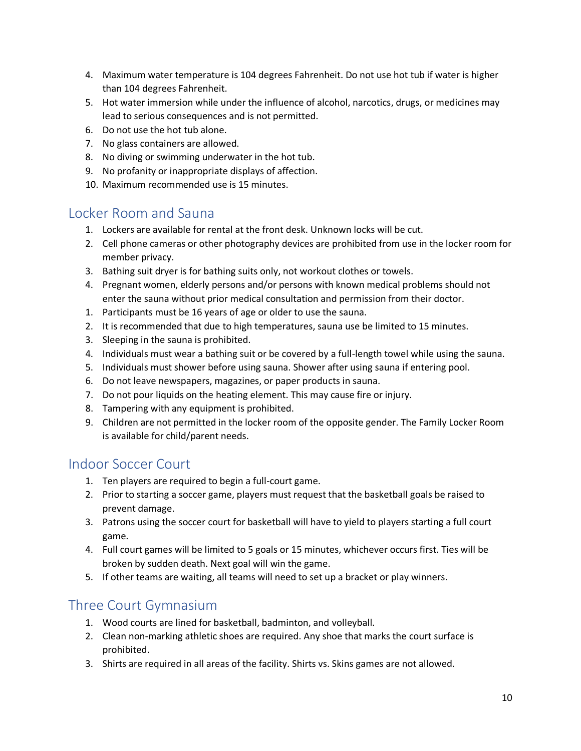4. Maximum water temperature is 104 degrees Fahrenheit. Do not use hot tub if water is higher than 104 degrees Fahrenheit.
5. Hot water immersion while under the influence of alcohol, narcotics, drugs, or medicines may lead to serious consequences and is not permitted.
6. Do not use the hot tub alone.
7. No glass containers are allowed.
8. No diving or swimming underwater in the hot tub.
9. No profanity or inappropriate displays of affection.
10. Maximum recommended use is 15 minutes.

## Locker Room and Sauna

1. Lockers are available for rental at the front desk. Unknown locks will be cut.
2. Cell phone cameras or other photography devices are prohibited from use in the locker room for member privacy.
3. Bathing suit dryer is for bathing suits only, not workout clothes or towels.
4. Pregnant women, elderly persons and/or persons with known medical problems should not enter the sauna without prior medical consultation and permission from their doctor.

1. Participants must be 16 years of age or older to use the sauna.
2. It is recommended that due to high temperatures, sauna use be limited to 15 minutes.
3. Sleeping in the sauna is prohibited.
4. Individuals must wear a bathing suit or be covered by a full-length towel while using the sauna.
5. Individuals must shower before using sauna. Shower after using sauna if entering pool.
6. Do not leave newspapers, magazines, or paper products in sauna.
7. Do not pour liquids on the heating element. This may cause fire or injury.
8. Tampering with any equipment is prohibited.
9. Children are not permitted in the locker room of the opposite gender. The Family Locker Room is available for child/parent needs.

## Indoor Soccer Court

1. Ten players are required to begin a full-court game.
2. Prior to starting a soccer game, players must request that the basketball goals be raised to prevent damage.
3. Patrons using the soccer court for basketball will have to yield to players starting a full court game.
4. Full court games will be limited to 5 goals or 15 minutes, whichever occurs first. Ties will be broken by sudden death. Next goal will win the game.
5. If other teams are waiting, all teams will need to set up a bracket or play winners.

## Three Court Gymnasium

1. Wood courts are lined for basketball, badminton, and volleyball.
2. Clean non-marking athletic shoes are required. Any shoe that marks the court surface is prohibited.
3. Shirts are required in all areas of the facility. Shirts vs. Skins games are not allowed.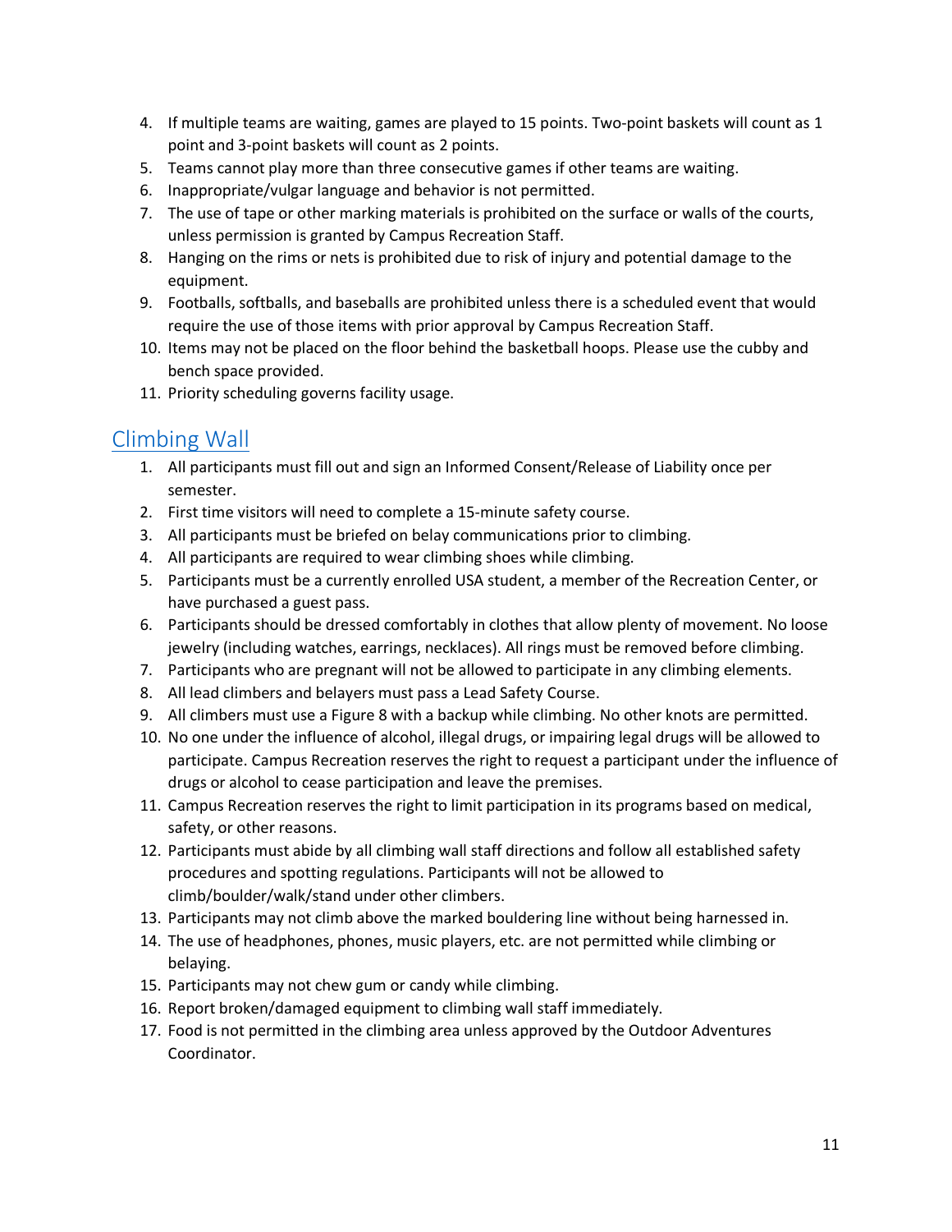4. If multiple teams are waiting, games are played to 15 points. Two-point baskets will count as 1 point and 3-point baskets will count as 2 points.
5. Teams cannot play more than three consecutive games if other teams are waiting.
6. Inappropriate/vulgar language and behavior is not permitted.
7. The use of tape or other marking materials is prohibited on the surface or walls of the courts, unless permission is granted by Campus Recreation Staff.
8. Hanging on the rims or nets is prohibited due to risk of injury and potential damage to the equipment.
9. Footballs, softballs, and baseballs are prohibited unless there is a scheduled event that would require the use of those items with prior approval by Campus Recreation Staff.
10. Items may not be placed on the floor behind the basketball hoops. Please use the cubby and bench space provided.
11. Priority scheduling governs facility usage.

## Climbing Wall

1. All participants must fill out and sign an Informed Consent/Release of Liability once per semester.
2. First time visitors will need to complete a 15-minute safety course.
3. All participants must be briefed on belay communications prior to climbing.
4. All participants are required to wear climbing shoes while climbing.
5. Participants must be a currently enrolled USA student, a member of the Recreation Center, or have purchased a guest pass.
6. Participants should be dressed comfortably in clothes that allow plenty of movement. No loose jewelry (including watches, earrings, necklaces). All rings must be removed before climbing.
7. Participants who are pregnant will not be allowed to participate in any climbing elements.
8. All lead climbers and belayers must pass a Lead Safety Course.
9. All climbers must use a Figure 8 with a backup while climbing. No other knots are permitted.
10. No one under the influence of alcohol, illegal drugs, or impairing legal drugs will be allowed to participate. Campus Recreation reserves the right to request a participant under the influence of drugs or alcohol to cease participation and leave the premises.
11. Campus Recreation reserves the right to limit participation in its programs based on medical, safety, or other reasons.
12. Participants must abide by all climbing wall staff directions and follow all established safety procedures and spotting regulations. Participants will not be allowed to climb/boulder/walk/stand under other climbers.
13. Participants may not climb above the marked bouldering line without being harnessed in.
14. The use of headphones, phones, music players, etc. are not permitted while climbing or belaying.
15. Participants may not chew gum or candy while climbing.
16. Report broken/damaged equipment to climbing wall staff immediately.
17. Food is not permitted in the climbing area unless approved by the Outdoor Adventures Coordinator.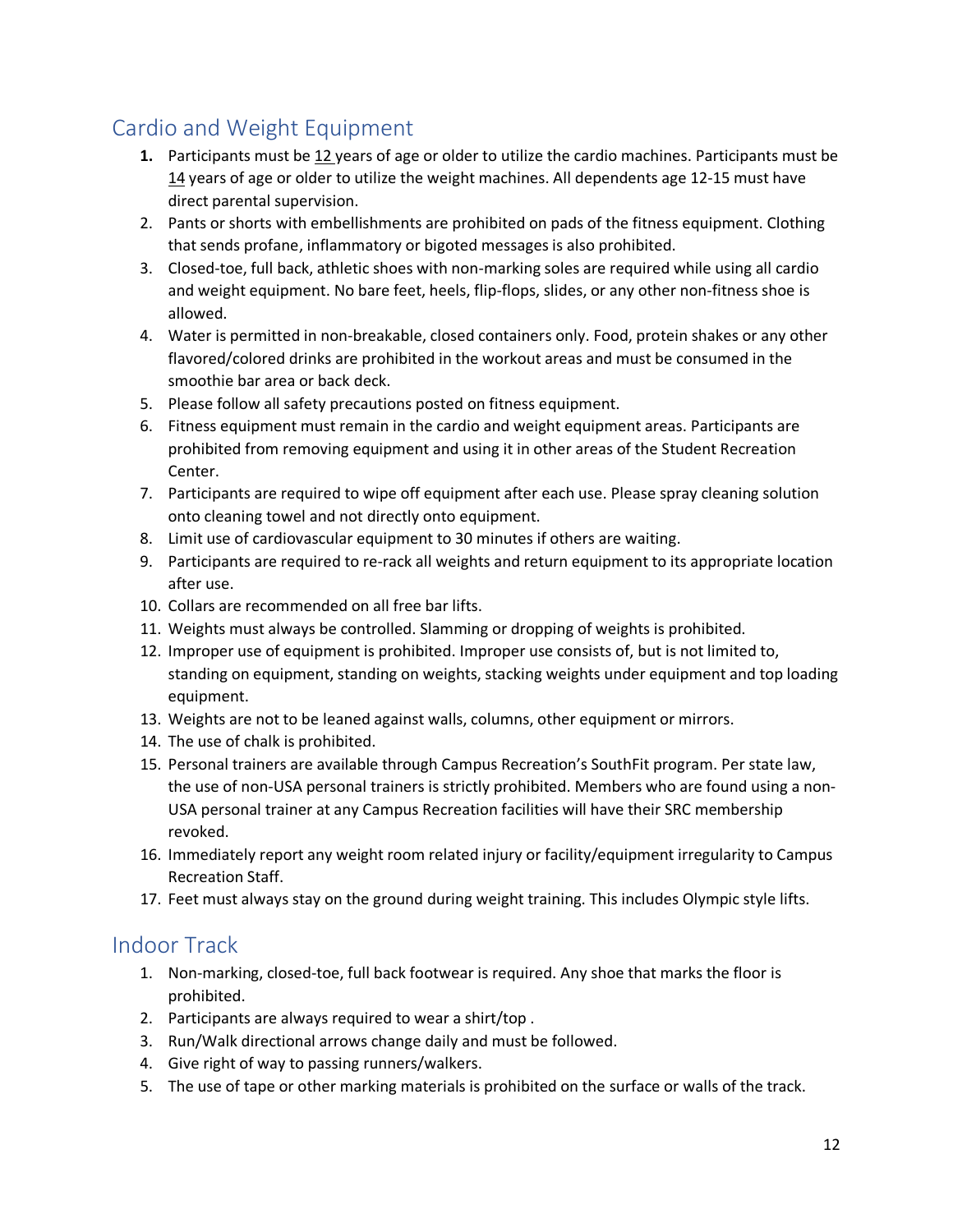## Cardio and Weight Equipment

1. Participants must be 12 years of age or older to utilize the cardio machines. Participants must be 14 years of age or older to utilize the weight machines. All dependents age 12-15 must have direct parental supervision.
2. Pants or shorts with embellishments are prohibited on pads of the fitness equipment. Clothing that sends profane, inflammatory or bigoted messages is also prohibited.
3. Closed-toe, full back, athletic shoes with non-marking soles are required while using all cardio and weight equipment. No bare feet, heels, flip-flops, slides, or any other non-fitness shoe is allowed.
4. Water is permitted in non-breakable, closed containers only. Food, protein shakes or any other flavored/colored drinks are prohibited in the workout areas and must be consumed in the smoothie bar area or back deck.
5. Please follow all safety precautions posted on fitness equipment.
6. Fitness equipment must remain in the cardio and weight equipment areas. Participants are prohibited from removing equipment and using it in other areas of the Student Recreation Center.
7. Participants are required to wipe off equipment after each use. Please spray cleaning solution onto cleaning towel and not directly onto equipment.
8. Limit use of cardiovascular equipment to 30 minutes if others are waiting.
9. Participants are required to re-rack all weights and return equipment to its appropriate location after use.
10. Collars are recommended on all free bar lifts.
11. Weights must always be controlled. Slamming or dropping of weights is prohibited.
12. Improper use of equipment is prohibited. Improper use consists of, but is not limited to, standing on equipment, standing on weights, stacking weights under equipment and top loading equipment.
13. Weights are not to be leaned against walls, columns, other equipment or mirrors.
14. The use of chalk is prohibited.
15. Personal trainers are available through Campus Recreation's SouthFit program. Per state law, the use of non-USA personal trainers is strictly prohibited. Members who are found using a non-USA personal trainer at any Campus Recreation facilities will have their SRC membership revoked.
16. Immediately report any weight room related injury or facility/equipment irregularity to Campus Recreation Staff.
17. Feet must always stay on the ground during weight training. This includes Olympic style lifts.

## Indoor Track

1. Non-marking, closed-toe, full back footwear is required. Any shoe that marks the floor is prohibited.
2. Participants are always required to wear a shirt/top .
3. Run/Walk directional arrows change daily and must be followed.
4. Give right of way to passing runners/walkers.
5. The use of tape or other marking materials is prohibited on the surface or walls of the track.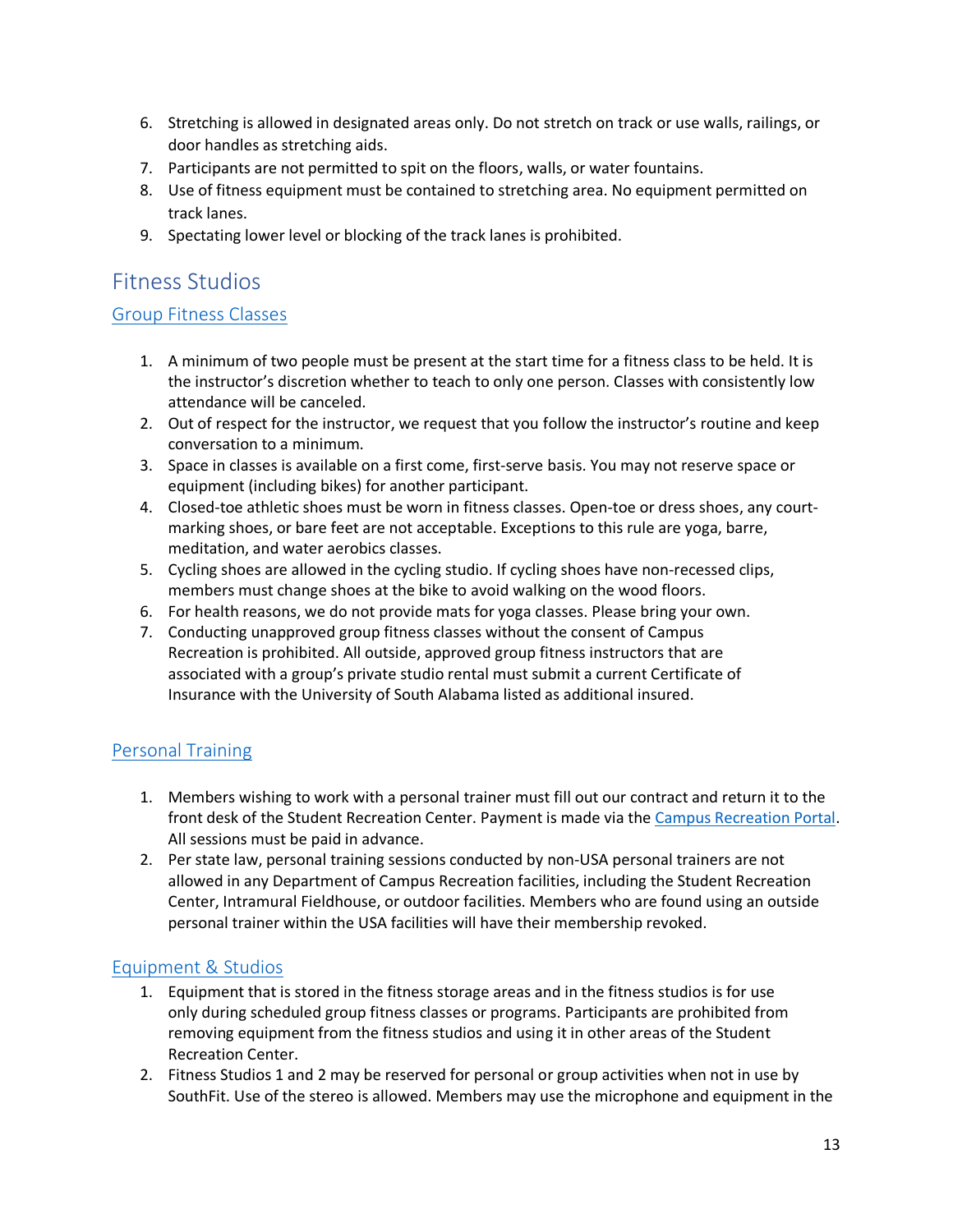6. Stretching is allowed in designated areas only. Do not stretch on track or use walls, railings, or door handles as stretching aids.
7. Participants are not permitted to spit on the floors, walls, or water fountains.
8. Use of fitness equipment must be contained to stretching area. No equipment permitted on track lanes.
9. Spectating lower level or blocking of the track lanes is prohibited.

## Fitness Studios

### Group Fitness Classes

1. A minimum of two people must be present at the start time for a fitness class to be held. It is the instructor's discretion whether to teach to only one person. Classes with consistently low attendance will be canceled.
2. Out of respect for the instructor, we request that you follow the instructor's routine and keep conversation to a minimum.
3. Space in classes is available on a first come, first-serve basis. You may not reserve space or equipment (including bikes) for another participant.
4. Closed-toe athletic shoes must be worn in fitness classes. Open-toe or dress shoes, any court-marking shoes, or bare feet are not acceptable. Exceptions to this rule are yoga, barre, meditation, and water aerobics classes.
5. Cycling shoes are allowed in the cycling studio. If cycling shoes have non-recessed clips, members must change shoes at the bike to avoid walking on the wood floors.
6. For health reasons, we do not provide mats for yoga classes. Please bring your own.
7. Conducting unapproved group fitness classes without the consent of Campus Recreation is prohibited. All outside, approved group fitness instructors that are associated with a group's private studio rental must submit a current Certificate of Insurance with the University of South Alabama listed as additional insured.

### Personal Training

1. Members wishing to work with a personal trainer must fill out our contract and return it to the front desk of the Student Recreation Center. Payment is made via the Campus Recreation Portal. All sessions must be paid in advance.
2. Per state law, personal training sessions conducted by non-USA personal trainers are not allowed in any Department of Campus Recreation facilities, including the Student Recreation Center, Intramural Fieldhouse, or outdoor facilities. Members who are found using an outside personal trainer within the USA facilities will have their membership revoked.

### Equipment & Studios

1. Equipment that is stored in the fitness storage areas and in the fitness studios is for use only during scheduled group fitness classes or programs. Participants are prohibited from removing equipment from the fitness studios and using it in other areas of the Student Recreation Center.
2. Fitness Studios 1 and 2 may be reserved for personal or group activities when not in use by SouthFit. Use of the stereo is allowed. Members may use the microphone and equipment in the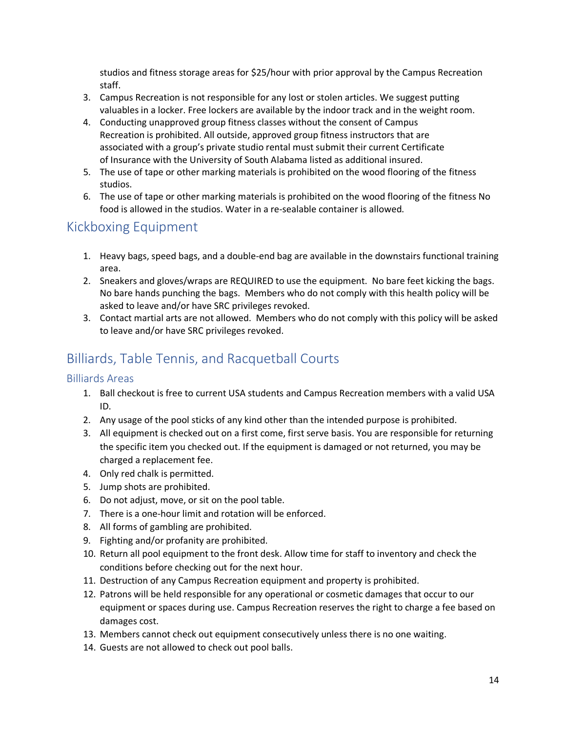studios and fitness storage areas for $25/hour with prior approval by the Campus Recreation staff.

3. Campus Recreation is not responsible for any lost or stolen articles. We suggest putting valuables in a locker. Free lockers are available by the indoor track and in the weight room.
4. Conducting unapproved group fitness classes without the consent of Campus Recreation is prohibited. All outside, approved group fitness instructors that are associated with a group's private studio rental must submit their current Certificate of Insurance with the University of South Alabama listed as additional insured.
5. The use of tape or other marking materials is prohibited on the wood flooring of the fitness studios.
6. The use of tape or other marking materials is prohibited on the wood flooring of the fitness No food is allowed in the studios. Water in a re-sealable container is allowed.

## Kickboxing Equipment

1. Heavy bags, speed bags, and a double-end bag are available in the downstairs functional training area.
2. Sneakers and gloves/wraps are REQUIRED to use the equipment. No bare feet kicking the bags. No bare hands punching the bags. Members who do not comply with this health policy will be asked to leave and/or have SRC privileges revoked.
3. Contact martial arts are not allowed. Members who do not comply with this policy will be asked to leave and/or have SRC privileges revoked.

## Billiards, Table Tennis, and Racquetball Courts

### Billiards Areas

1. Ball checkout is free to current USA students and Campus Recreation members with a valid USA ID.
2. Any usage of the pool sticks of any kind other than the intended purpose is prohibited.
3. All equipment is checked out on a first come, first serve basis. You are responsible for returning the specific item you checked out. If the equipment is damaged or not returned, you may be charged a replacement fee.
4. Only red chalk is permitted.
5. Jump shots are prohibited.
6. Do not adjust, move, or sit on the pool table.
7. There is a one-hour limit and rotation will be enforced.
8. All forms of gambling are prohibited.
9. Fighting and/or profanity are prohibited.
10. Return all pool equipment to the front desk. Allow time for staff to inventory and check the conditions before checking out for the next hour.
11. Destruction of any Campus Recreation equipment and property is prohibited.
12. Patrons will be held responsible for any operational or cosmetic damages that occur to our equipment or spaces during use. Campus Recreation reserves the right to charge a fee based on damages cost.
13. Members cannot check out equipment consecutively unless there is no one waiting.
14. Guests are not allowed to check out pool balls.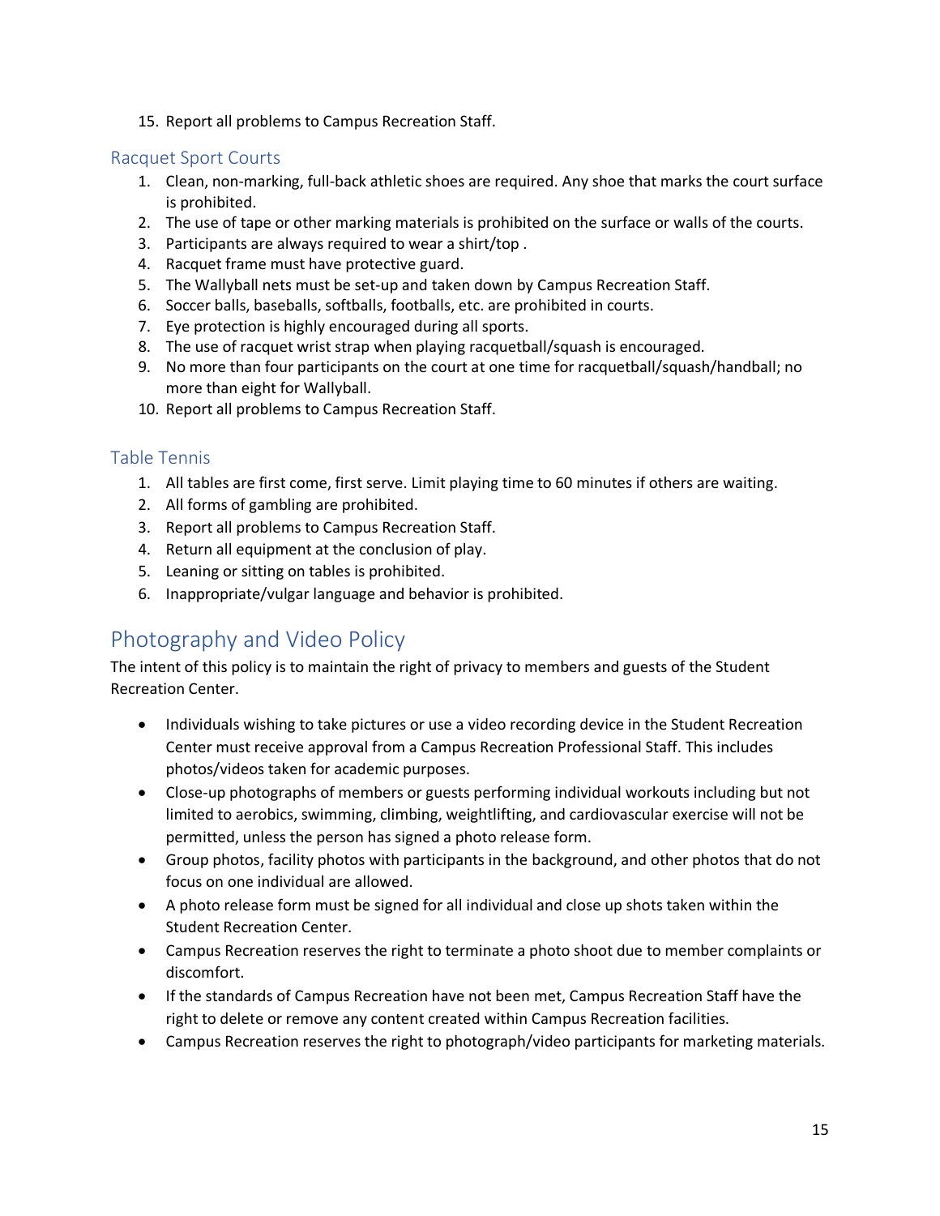15. Report all problems to Campus Recreation Staff.

### Racquet Sport Courts

1. Clean, non-marking, full-back athletic shoes are required. Any shoe that marks the court surface is prohibited.
2. The use of tape or other marking materials is prohibited on the surface or walls of the courts.
3. Participants are always required to wear a shirt/top .
4. Racquet frame must have protective guard.
5. The Wallyball nets must be set-up and taken down by Campus Recreation Staff.
6. Soccer balls, baseballs, softballs, footballs, etc. are prohibited in courts.
7. Eye protection is highly encouraged during all sports.
8. The use of racquet wrist strap when playing racquetball/squash is encouraged.
9. No more than four participants on the court at one time for racquetball/squash/handball; no more than eight for Wallyball.
10. Report all problems to Campus Recreation Staff.

### Table Tennis

1. All tables are first come, first serve. Limit playing time to 60 minutes if others are waiting.
2. All forms of gambling are prohibited.
3. Report all problems to Campus Recreation Staff.
4. Return all equipment at the conclusion of play.
5. Leaning or sitting on tables is prohibited.
6. Inappropriate/vulgar language and behavior is prohibited.

## Photography and Video Policy

The intent of this policy is to maintain the right of privacy to members and guests of the Student Recreation Center.

- Individuals wishing to take pictures or use a video recording device in the Student Recreation Center must receive approval from a Campus Recreation Professional Staff. This includes photos/videos taken for academic purposes.
- Close-up photographs of members or guests performing individual workouts including but not limited to aerobics, swimming, climbing, weightlifting, and cardiovascular exercise will not be permitted, unless the person has signed a photo release form.
- Group photos, facility photos with participants in the background, and other photos that do not focus on one individual are allowed.
- A photo release form must be signed for all individual and close up shots taken within the Student Recreation Center.
- Campus Recreation reserves the right to terminate a photo shoot due to member complaints or discomfort.
- If the standards of Campus Recreation have not been met, Campus Recreation Staff have the right to delete or remove any content created within Campus Recreation facilities.
- Campus Recreation reserves the right to photograph/video participants for marketing materials.